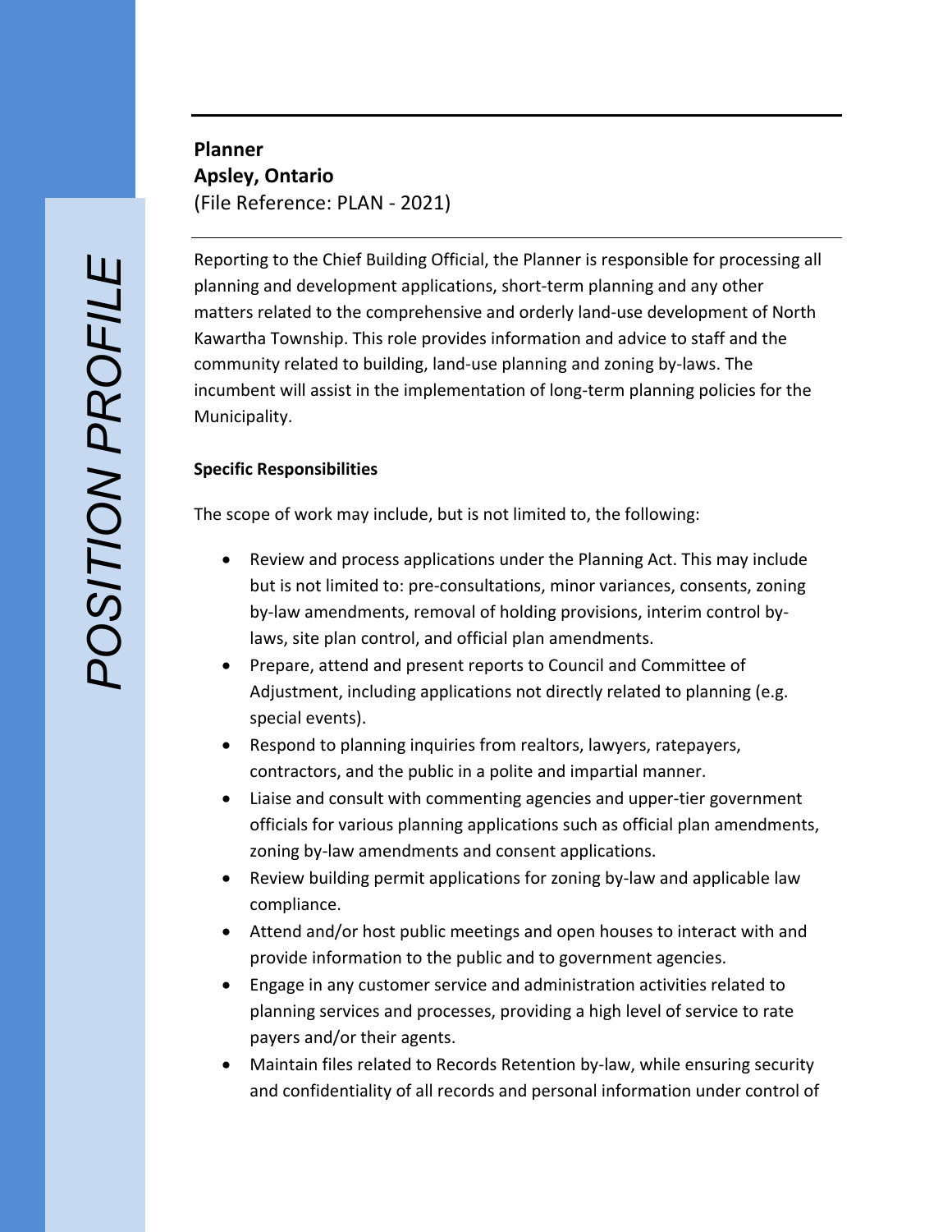*POSITION PROFILE*

**Planner**
**Apsley, Ontario**
(File Reference: PLAN - 2021)

Reporting to the Chief Building Official, the Planner is responsible for processing all planning and development applications, short-term planning and any other matters related to the comprehensive and orderly land-use development of North Kawartha Township. This role provides information and advice to staff and the community related to building, land-use planning and zoning by-laws. The incumbent will assist in the implementation of long-term planning policies for the Municipality.

**Specific Responsibilities**

The scope of work may include, but is not limited to, the following:

- Review and process applications under the Planning Act. This may include but is not limited to: pre-consultations, minor variances, consents, zoning by-law amendments, removal of holding provisions, interim control by-laws, site plan control, and official plan amendments.
- Prepare, attend and present reports to Council and Committee of Adjustment, including applications not directly related to planning (e.g. special events).
- Respond to planning inquiries from realtors, lawyers, ratepayers, contractors, and the public in a polite and impartial manner.
- Liaise and consult with commenting agencies and upper-tier government officials for various planning applications such as official plan amendments, zoning by-law amendments and consent applications.
- Review building permit applications for zoning by-law and applicable law compliance.
- Attend and/or host public meetings and open houses to interact with and provide information to the public and to government agencies.
- Engage in any customer service and administration activities related to planning services and processes, providing a high level of service to rate payers and/or their agents.
- Maintain files related to Records Retention by-law, while ensuring security and confidentiality of all records and personal information under control of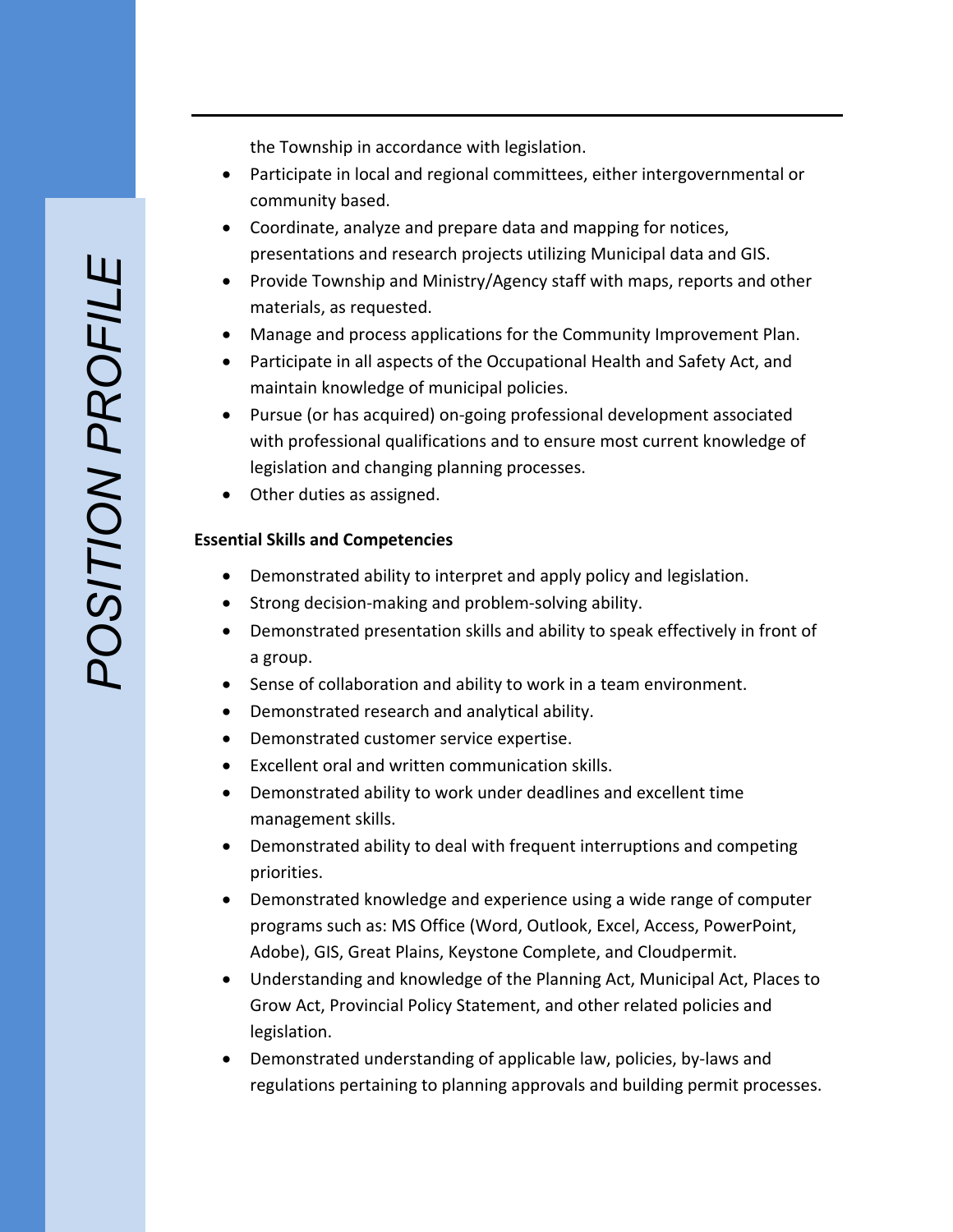the Township in accordance with legislation.

- Participate in local and regional committees, either intergovernmental or community based.
- Coordinate, analyze and prepare data and mapping for notices, presentations and research projects utilizing Municipal data and GIS.
- Provide Township and Ministry/Agency staff with maps, reports and other materials, as requested.
- Manage and process applications for the Community Improvement Plan.
- Participate in all aspects of the Occupational Health and Safety Act, and maintain knowledge of municipal policies.
- Pursue (or has acquired) on-going professional development associated with professional qualifications and to ensure most current knowledge of legislation and changing planning processes.
- Other duties as assigned.

**Essential Skills and Competencies**

- Demonstrated ability to interpret and apply policy and legislation.
- Strong decision-making and problem-solving ability.
- Demonstrated presentation skills and ability to speak effectively in front of a group.
- Sense of collaboration and ability to work in a team environment.
- Demonstrated research and analytical ability.
- Demonstrated customer service expertise.
- Excellent oral and written communication skills.
- Demonstrated ability to work under deadlines and excellent time management skills.
- Demonstrated ability to deal with frequent interruptions and competing priorities.
- Demonstrated knowledge and experience using a wide range of computer programs such as: MS Office (Word, Outlook, Excel, Access, PowerPoint, Adobe), GIS, Great Plains, Keystone Complete, and Cloudpermit.
- Understanding and knowledge of the Planning Act, Municipal Act, Places to Grow Act, Provincial Policy Statement, and other related policies and legislation.
- Demonstrated understanding of applicable law, policies, by-laws and regulations pertaining to planning approvals and building permit processes.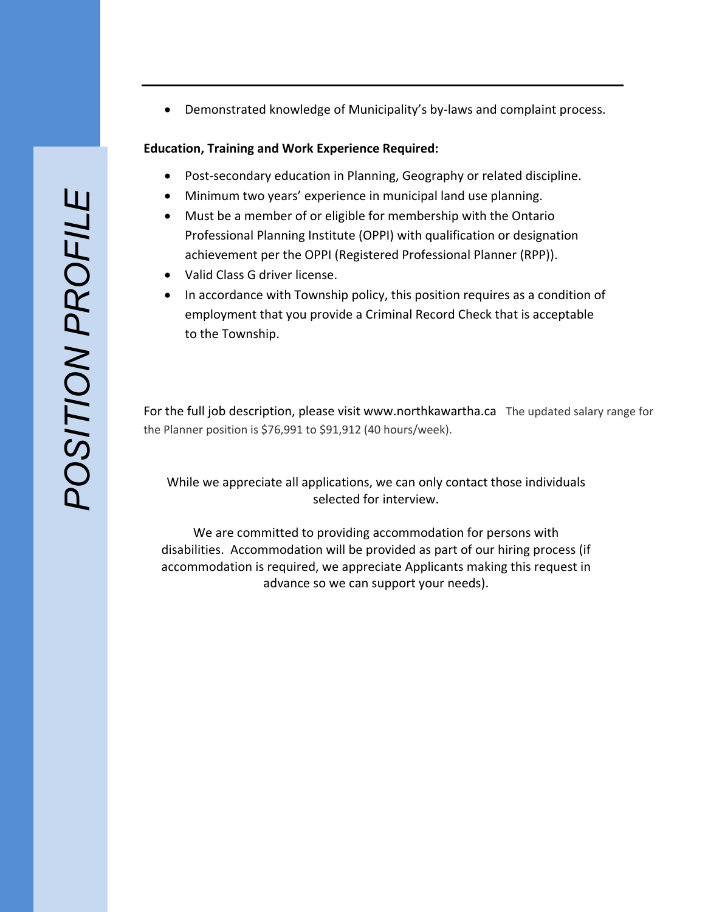- Demonstrated knowledge of Municipality's by-laws and complaint process.

**Education, Training and Work Experience Required:**

- Post-secondary education in Planning, Geography or related discipline.
- Minimum two years' experience in municipal land use planning.
- Must be a member of or eligible for membership with the Ontario Professional Planning Institute (OPPI) with qualification or designation achievement per the OPPI (Registered Professional Planner (RPP)).
- Valid Class G driver license.
- In accordance with Township policy, this position requires as a condition of employment that you provide a Criminal Record Check that is acceptable to the Township.

For the full job description, please visit www.northkawartha.ca The updated salary range for the Planner position is $76,991 to $91,912 (40 hours/week).

While we appreciate all applications, we can only contact those individuals selected for interview.

We are committed to providing accommodation for persons with disabilities. Accommodation will be provided as part of our hiring process (if accommodation is required, we appreciate Applicants making this request in advance so we can support your needs).